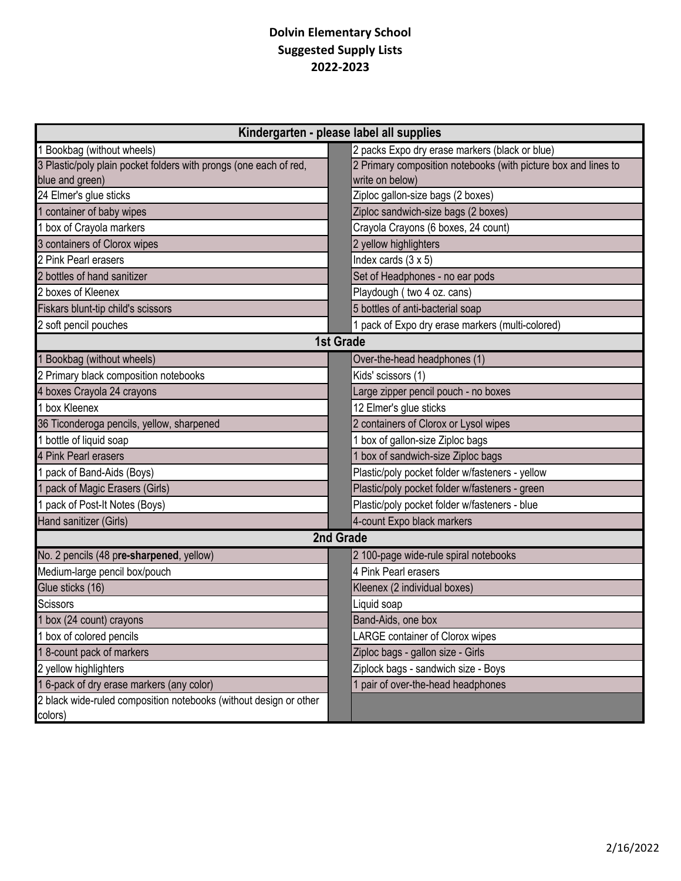**Dolvin Elementary School**
**Suggested Supply Lists**
**2022-2023**

| Kindergarten - please label all supplies | | |
|---|---|---|
| 1 Bookbag (without wheels) | | 2 packs Expo dry erase markers (black or blue) |
| 3 Plastic/poly plain pocket folders with prongs (one each of red, blue and green) | | 2 Primary composition notebooks (with picture box and lines to write on below) |
| 24 Elmer's glue sticks | | Ziploc gallon-size bags (2 boxes) |
| 1 container of baby wipes | | Ziploc sandwich-size bags (2 boxes) |
| 1 box of Crayola markers | | Crayola Crayons (6 boxes, 24 count) |
| 3 containers of Clorox wipes | | 2 yellow highlighters |
| 2 Pink Pearl erasers | | Index cards (3 x 5) |
| 2 bottles of hand sanitizer | | Set of Headphones - no ear pods |
| 2 boxes of Kleenex | | Playdough ( two 4 oz. cans) |
| Fiskars blunt-tip child's scissors | | 5 bottles of anti-bacterial soap |
| 2 soft pencil pouches | | 1 pack of Expo dry erase markers (multi-colored) |
| **1st Grade** | | |
| 1 Bookbag (without wheels) | | Over-the-head headphones (1) |
| 2 Primary black composition notebooks | | Kids' scissors (1) |
| 4 boxes Crayola 24 crayons | | Large zipper pencil pouch - no boxes |
| 1 box Kleenex | | 12 Elmer's glue sticks |
| 36 Ticonderoga pencils, yellow, sharpened | | 2 containers of Clorox or Lysol wipes |
| 1 bottle of liquid soap | | 1 box of gallon-size Ziploc bags |
| 4 Pink Pearl erasers | | 1 box of sandwich-size Ziploc bags |
| 1 pack of Band-Aids (Boys) | | Plastic/poly pocket folder w/fasteners - yellow |
| 1 pack of Magic Erasers (Girls) | | Plastic/poly pocket folder w/fasteners - green |
| 1 pack of Post-It Notes (Boys) | | Plastic/poly pocket folder w/fasteners - blue |
| Hand sanitizer (Girls) | | 4-count Expo black markers |
| **2nd Grade** | | |
| No. 2 pencils (48 p**re-sharpened**, yellow) | | 2 100-page wide-rule spiral notebooks |
| Medium-large pencil box/pouch | | 4 Pink Pearl erasers |
| Glue sticks (16) | | Kleenex (2 individual boxes) |
| Scissors | | Liquid soap |
| 1 box (24 count) crayons | | Band-Aids, one box |
| 1 box of colored pencils | | LARGE container of Clorox wipes |
| 1 8-count pack of markers | | Ziploc bags - gallon size - Girls |
| 2 yellow highlighters | | Ziplock bags - sandwich size - Boys |
| 1 6-pack of dry erase markers (any color) | | 1 pair of over-the-head headphones |
| 2 black wide-ruled composition notebooks (without design or other colors) | | |

2/16/2022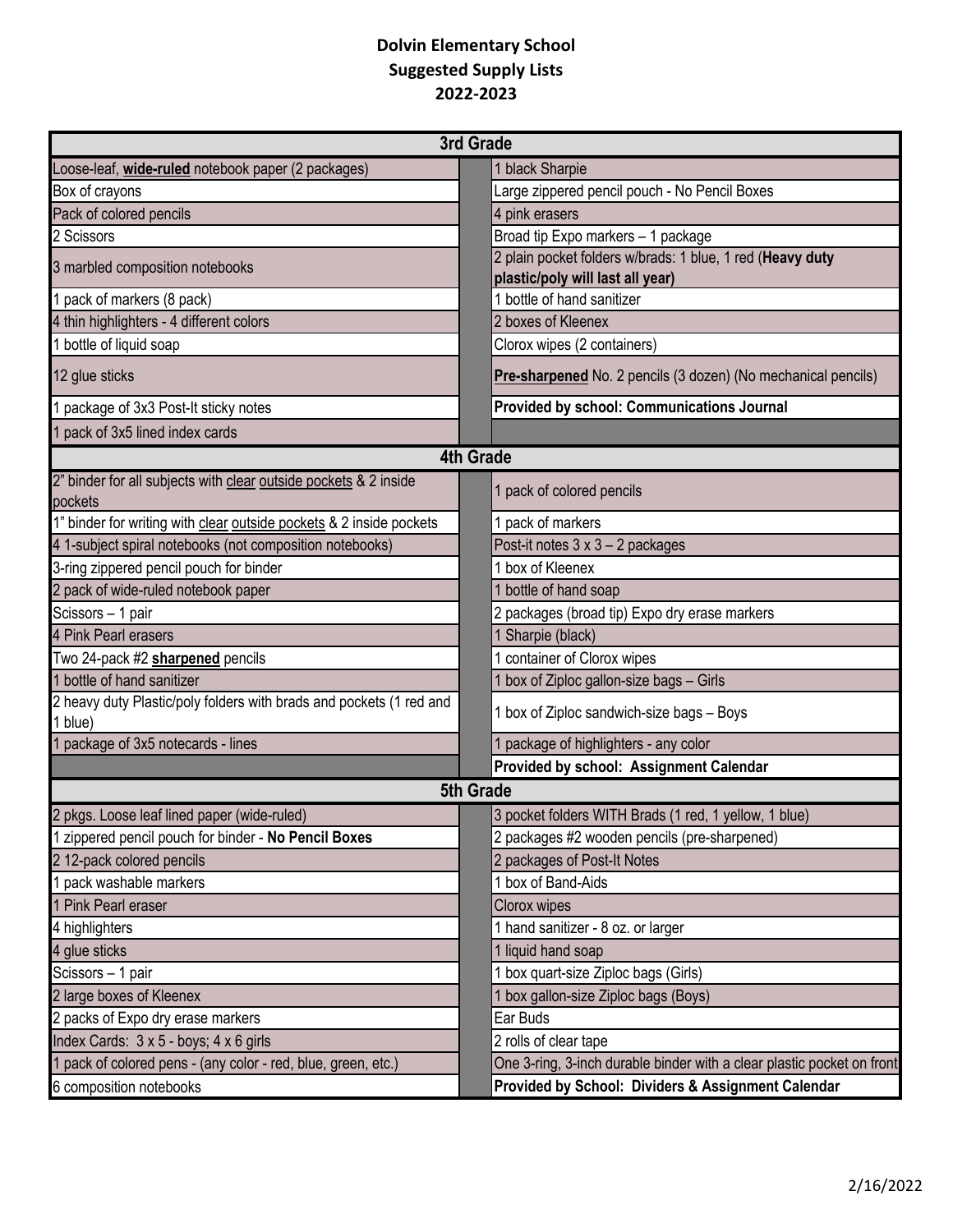**Dolvin Elementary School**
**Suggested Supply Lists**
**2022-2023**

| 3rd Grade | | |
|---|---|---|
| Loose-leaf, **wide-ruled** notebook paper (2 packages) | | 1 black Sharpie |
| Box of crayons | | Large zippered pencil pouch - No Pencil Boxes |
| Pack of colored pencils | | 4 pink erasers |
| 2 Scissors | | Broad tip Expo markers – 1 package |
| 3 marbled composition notebooks | | 2 plain pocket folders w/brads: 1 blue, 1 red (**Heavy duty plastic/poly will last all year)** |
| 1 pack of markers (8 pack) | | 1 bottle of hand sanitizer |
| 4 thin highlighters - 4 different colors | | 2 boxes of Kleenex |
| 1 bottle of liquid soap | | Clorox wipes (2 containers) |
| 12 glue sticks | | **Pre-sharpened** No. 2 pencils (3 dozen) (No mechanical pencils) |
| 1 package of 3x3 Post-It sticky notes | | **Provided by school: Communications Journal** |
| 1 pack of 3x5 lined index cards | | |
| **4th Grade** | | |
| 2" binder for all subjects with clear outside pockets & 2 inside pockets | | 1 pack of colored pencils |
| 1" binder for writing with clear outside pockets & 2 inside pockets | | 1 pack of markers |
| 4 1-subject spiral notebooks (not composition notebooks) | | Post-it notes 3 x 3 – 2 packages |
| 3-ring zippered pencil pouch for binder | | 1 box of Kleenex |
| 2 pack of wide-ruled notebook paper | | 1 bottle of hand soap |
| Scissors – 1 pair | | 2 packages (broad tip) Expo dry erase markers |
| 4 Pink Pearl erasers | | 1 Sharpie (black) |
| Two 24-pack #2 **sharpened** pencils | | 1 container of Clorox wipes |
| 1 bottle of hand sanitizer | | 1 box of Ziploc gallon-size bags – Girls |
| 2 heavy duty Plastic/poly folders with brads and pockets (1 red and 1 blue) | | 1 box of Ziploc sandwich-size bags – Boys |
| 1 package of 3x5 notecards - lines | | 1 package of highlighters - any color |
| | | **Provided by school: Assignment Calendar** |
| **5th Grade** | | |
| 2 pkgs. Loose leaf lined paper (wide-ruled) | | 3 pocket folders WITH Brads (1 red, 1 yellow, 1 blue) |
| 1 zippered pencil pouch for binder - **No Pencil Boxes** | | 2 packages #2 wooden pencils (pre-sharpened) |
| 2 12-pack colored pencils | | 2 packages of Post-It Notes |
| 1 pack washable markers | | 1 box of Band-Aids |
| 1 Pink Pearl eraser | | Clorox wipes |
| 4 highlighters | | 1 hand sanitizer - 8 oz. or larger |
| 4 glue sticks | | 1 liquid hand soap |
| Scissors – 1 pair | | 1 box quart-size Ziploc bags (Girls) |
| 2 large boxes of Kleenex | | 1 box gallon-size Ziploc bags (Boys) |
| 2 packs of Expo dry erase markers | | Ear Buds |
| Index Cards: 3 x 5 - boys; 4 x 6 girls | | 2 rolls of clear tape |
| 1 pack of colored pens - (any color - red, blue, green, etc.) | | One 3-ring, 3-inch durable binder with a clear plastic pocket on front |
| 6 composition notebooks | | **Provided by School: Dividers & Assignment Calendar** |

2/16/2022